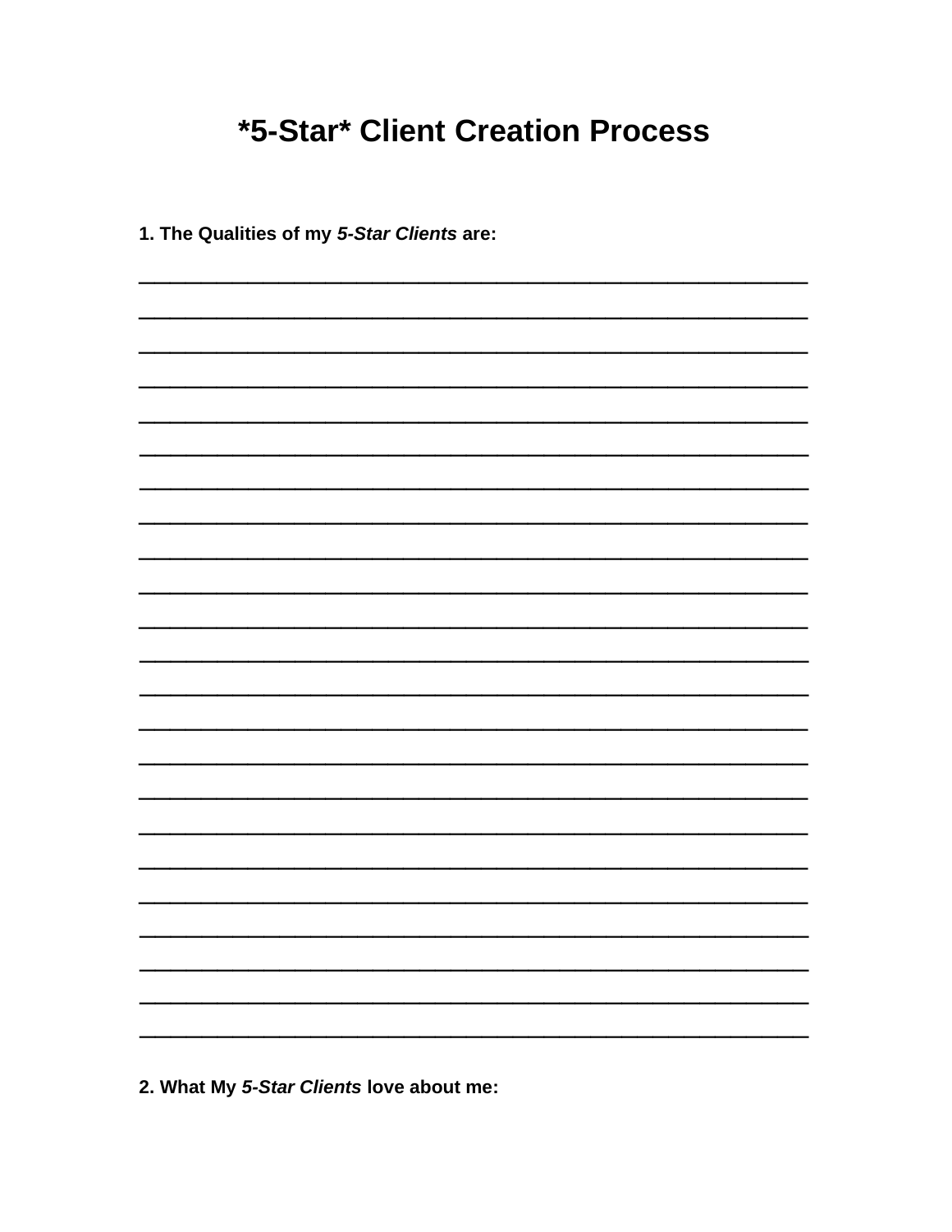# *5-Star* Client Creation Process

**1. The Qualities of my *5-Star Clients* are:**

\_\_\_\_\_\_\_\_\_\_\_\_\_\_\_\_\_\_\_\_\_\_\_\_\_\_\_\_\_\_\_\_\_\_\_\_\_\_\_\_\_\_\_\_\_\_\_\_\_\_\_\_\_\_\_\_\_\_\_\_

\_\_\_\_\_\_\_\_\_\_\_\_\_\_\_\_\_\_\_\_\_\_\_\_\_\_\_\_\_\_\_\_\_\_\_\_\_\_\_\_\_\_\_\_\_\_\_\_\_\_\_\_\_\_\_\_\_\_\_\_

\_\_\_\_\_\_\_\_\_\_\_\_\_\_\_\_\_\_\_\_\_\_\_\_\_\_\_\_\_\_\_\_\_\_\_\_\_\_\_\_\_\_\_\_\_\_\_\_\_\_\_\_\_\_\_\_\_\_\_\_

\_\_\_\_\_\_\_\_\_\_\_\_\_\_\_\_\_\_\_\_\_\_\_\_\_\_\_\_\_\_\_\_\_\_\_\_\_\_\_\_\_\_\_\_\_\_\_\_\_\_\_\_\_\_\_\_\_\_\_\_

\_\_\_\_\_\_\_\_\_\_\_\_\_\_\_\_\_\_\_\_\_\_\_\_\_\_\_\_\_\_\_\_\_\_\_\_\_\_\_\_\_\_\_\_\_\_\_\_\_\_\_\_\_\_\_\_\_\_\_\_

\_\_\_\_\_\_\_\_\_\_\_\_\_\_\_\_\_\_\_\_\_\_\_\_\_\_\_\_\_\_\_\_\_\_\_\_\_\_\_\_\_\_\_\_\_\_\_\_\_\_\_\_\_\_\_\_\_\_\_\_

\_\_\_\_\_\_\_\_\_\_\_\_\_\_\_\_\_\_\_\_\_\_\_\_\_\_\_\_\_\_\_\_\_\_\_\_\_\_\_\_\_\_\_\_\_\_\_\_\_\_\_\_\_\_\_\_\_\_\_\_

\_\_\_\_\_\_\_\_\_\_\_\_\_\_\_\_\_\_\_\_\_\_\_\_\_\_\_\_\_\_\_\_\_\_\_\_\_\_\_\_\_\_\_\_\_\_\_\_\_\_\_\_\_\_\_\_\_\_\_\_

\_\_\_\_\_\_\_\_\_\_\_\_\_\_\_\_\_\_\_\_\_\_\_\_\_\_\_\_\_\_\_\_\_\_\_\_\_\_\_\_\_\_\_\_\_\_\_\_\_\_\_\_\_\_\_\_\_\_\_\_

\_\_\_\_\_\_\_\_\_\_\_\_\_\_\_\_\_\_\_\_\_\_\_\_\_\_\_\_\_\_\_\_\_\_\_\_\_\_\_\_\_\_\_\_\_\_\_\_\_\_\_\_\_\_\_\_\_\_\_\_

\_\_\_\_\_\_\_\_\_\_\_\_\_\_\_\_\_\_\_\_\_\_\_\_\_\_\_\_\_\_\_\_\_\_\_\_\_\_\_\_\_\_\_\_\_\_\_\_\_\_\_\_\_\_\_\_\_\_\_\_

\_\_\_\_\_\_\_\_\_\_\_\_\_\_\_\_\_\_\_\_\_\_\_\_\_\_\_\_\_\_\_\_\_\_\_\_\_\_\_\_\_\_\_\_\_\_\_\_\_\_\_\_\_\_\_\_\_\_\_\_

\_\_\_\_\_\_\_\_\_\_\_\_\_\_\_\_\_\_\_\_\_\_\_\_\_\_\_\_\_\_\_\_\_\_\_\_\_\_\_\_\_\_\_\_\_\_\_\_\_\_\_\_\_\_\_\_\_\_\_\_

\_\_\_\_\_\_\_\_\_\_\_\_\_\_\_\_\_\_\_\_\_\_\_\_\_\_\_\_\_\_\_\_\_\_\_\_\_\_\_\_\_\_\_\_\_\_\_\_\_\_\_\_\_\_\_\_\_\_\_\_

\_\_\_\_\_\_\_\_\_\_\_\_\_\_\_\_\_\_\_\_\_\_\_\_\_\_\_\_\_\_\_\_\_\_\_\_\_\_\_\_\_\_\_\_\_\_\_\_\_\_\_\_\_\_\_\_\_\_\_\_

\_\_\_\_\_\_\_\_\_\_\_\_\_\_\_\_\_\_\_\_\_\_\_\_\_\_\_\_\_\_\_\_\_\_\_\_\_\_\_\_\_\_\_\_\_\_\_\_\_\_\_\_\_\_\_\_\_\_\_\_

\_\_\_\_\_\_\_\_\_\_\_\_\_\_\_\_\_\_\_\_\_\_\_\_\_\_\_\_\_\_\_\_\_\_\_\_\_\_\_\_\_\_\_\_\_\_\_\_\_\_\_\_\_\_\_\_\_\_\_\_

\_\_\_\_\_\_\_\_\_\_\_\_\_\_\_\_\_\_\_\_\_\_\_\_\_\_\_\_\_\_\_\_\_\_\_\_\_\_\_\_\_\_\_\_\_\_\_\_\_\_\_\_\_\_\_\_\_\_\_\_

\_\_\_\_\_\_\_\_\_\_\_\_\_\_\_\_\_\_\_\_\_\_\_\_\_\_\_\_\_\_\_\_\_\_\_\_\_\_\_\_\_\_\_\_\_\_\_\_\_\_\_\_\_\_\_\_\_\_\_\_

\_\_\_\_\_\_\_\_\_\_\_\_\_\_\_\_\_\_\_\_\_\_\_\_\_\_\_\_\_\_\_\_\_\_\_\_\_\_\_\_\_\_\_\_\_\_\_\_\_\_\_\_\_\_\_\_\_\_\_\_

\_\_\_\_\_\_\_\_\_\_\_\_\_\_\_\_\_\_\_\_\_\_\_\_\_\_\_\_\_\_\_\_\_\_\_\_\_\_\_\_\_\_\_\_\_\_\_\_\_\_\_\_\_\_\_\_\_\_\_\_

\_\_\_\_\_\_\_\_\_\_\_\_\_\_\_\_\_\_\_\_\_\_\_\_\_\_\_\_\_\_\_\_\_\_\_\_\_\_\_\_\_\_\_\_\_\_\_\_\_\_\_\_\_\_\_\_\_\_\_\_

\_\_\_\_\_\_\_\_\_\_\_\_\_\_\_\_\_\_\_\_\_\_\_\_\_\_\_\_\_\_\_\_\_\_\_\_\_\_\_\_\_\_\_\_\_\_\_\_\_\_\_\_\_\_\_\_\_\_\_\_

\_\_\_\_\_\_\_\_\_\_\_\_\_\_\_\_\_\_\_\_\_\_\_\_\_\_\_\_\_\_\_\_\_\_\_\_\_\_\_\_\_\_\_\_\_\_\_\_\_\_\_\_\_\_\_\_\_\_\_\_

**2. What My *5-Star Clients* love about me:**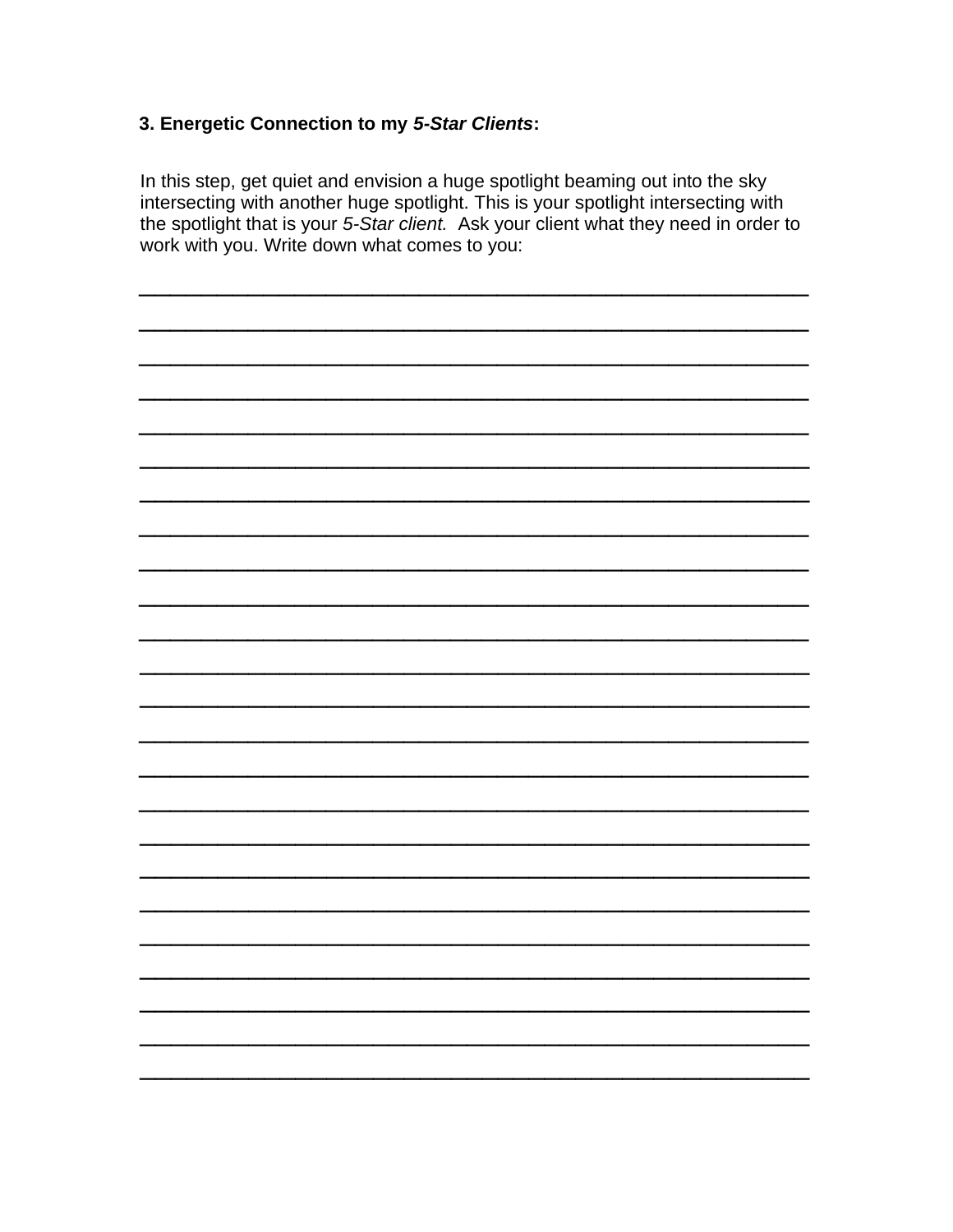**3. Energetic Connection to my *5-Star Clients*:**

In this step, get quiet and envision a huge spotlight beaming out into the sky intersecting with another huge spotlight. This is your spotlight intersecting with the spotlight that is your *5-Star client.* Ask your client what they need in order to work with you. Write down what comes to you:

\_\_\_\_\_\_\_\_\_\_\_\_\_\_\_\_\_\_\_\_\_\_\_\_\_\_\_\_\_\_\_\_\_\_\_\_\_\_\_\_\_\_\_\_\_\_\_\_\_\_\_\_\_\_\_\_\_\_\_\_

\_\_\_\_\_\_\_\_\_\_\_\_\_\_\_\_\_\_\_\_\_\_\_\_\_\_\_\_\_\_\_\_\_\_\_\_\_\_\_\_\_\_\_\_\_\_\_\_\_\_\_\_\_\_\_\_\_\_\_\_

\_\_\_\_\_\_\_\_\_\_\_\_\_\_\_\_\_\_\_\_\_\_\_\_\_\_\_\_\_\_\_\_\_\_\_\_\_\_\_\_\_\_\_\_\_\_\_\_\_\_\_\_\_\_\_\_\_\_\_\_

\_\_\_\_\_\_\_\_\_\_\_\_\_\_\_\_\_\_\_\_\_\_\_\_\_\_\_\_\_\_\_\_\_\_\_\_\_\_\_\_\_\_\_\_\_\_\_\_\_\_\_\_\_\_\_\_\_\_\_\_

\_\_\_\_\_\_\_\_\_\_\_\_\_\_\_\_\_\_\_\_\_\_\_\_\_\_\_\_\_\_\_\_\_\_\_\_\_\_\_\_\_\_\_\_\_\_\_\_\_\_\_\_\_\_\_\_\_\_\_\_

\_\_\_\_\_\_\_\_\_\_\_\_\_\_\_\_\_\_\_\_\_\_\_\_\_\_\_\_\_\_\_\_\_\_\_\_\_\_\_\_\_\_\_\_\_\_\_\_\_\_\_\_\_\_\_\_\_\_\_\_

\_\_\_\_\_\_\_\_\_\_\_\_\_\_\_\_\_\_\_\_\_\_\_\_\_\_\_\_\_\_\_\_\_\_\_\_\_\_\_\_\_\_\_\_\_\_\_\_\_\_\_\_\_\_\_\_\_\_\_\_

\_\_\_\_\_\_\_\_\_\_\_\_\_\_\_\_\_\_\_\_\_\_\_\_\_\_\_\_\_\_\_\_\_\_\_\_\_\_\_\_\_\_\_\_\_\_\_\_\_\_\_\_\_\_\_\_\_\_\_\_

\_\_\_\_\_\_\_\_\_\_\_\_\_\_\_\_\_\_\_\_\_\_\_\_\_\_\_\_\_\_\_\_\_\_\_\_\_\_\_\_\_\_\_\_\_\_\_\_\_\_\_\_\_\_\_\_\_\_\_\_

\_\_\_\_\_\_\_\_\_\_\_\_\_\_\_\_\_\_\_\_\_\_\_\_\_\_\_\_\_\_\_\_\_\_\_\_\_\_\_\_\_\_\_\_\_\_\_\_\_\_\_\_\_\_\_\_\_\_\_\_

\_\_\_\_\_\_\_\_\_\_\_\_\_\_\_\_\_\_\_\_\_\_\_\_\_\_\_\_\_\_\_\_\_\_\_\_\_\_\_\_\_\_\_\_\_\_\_\_\_\_\_\_\_\_\_\_\_\_\_\_

\_\_\_\_\_\_\_\_\_\_\_\_\_\_\_\_\_\_\_\_\_\_\_\_\_\_\_\_\_\_\_\_\_\_\_\_\_\_\_\_\_\_\_\_\_\_\_\_\_\_\_\_\_\_\_\_\_\_\_\_

\_\_\_\_\_\_\_\_\_\_\_\_\_\_\_\_\_\_\_\_\_\_\_\_\_\_\_\_\_\_\_\_\_\_\_\_\_\_\_\_\_\_\_\_\_\_\_\_\_\_\_\_\_\_\_\_\_\_\_\_

\_\_\_\_\_\_\_\_\_\_\_\_\_\_\_\_\_\_\_\_\_\_\_\_\_\_\_\_\_\_\_\_\_\_\_\_\_\_\_\_\_\_\_\_\_\_\_\_\_\_\_\_\_\_\_\_\_\_\_\_

\_\_\_\_\_\_\_\_\_\_\_\_\_\_\_\_\_\_\_\_\_\_\_\_\_\_\_\_\_\_\_\_\_\_\_\_\_\_\_\_\_\_\_\_\_\_\_\_\_\_\_\_\_\_\_\_\_\_\_\_

\_\_\_\_\_\_\_\_\_\_\_\_\_\_\_\_\_\_\_\_\_\_\_\_\_\_\_\_\_\_\_\_\_\_\_\_\_\_\_\_\_\_\_\_\_\_\_\_\_\_\_\_\_\_\_\_\_\_\_\_

\_\_\_\_\_\_\_\_\_\_\_\_\_\_\_\_\_\_\_\_\_\_\_\_\_\_\_\_\_\_\_\_\_\_\_\_\_\_\_\_\_\_\_\_\_\_\_\_\_\_\_\_\_\_\_\_\_\_\_\_

\_\_\_\_\_\_\_\_\_\_\_\_\_\_\_\_\_\_\_\_\_\_\_\_\_\_\_\_\_\_\_\_\_\_\_\_\_\_\_\_\_\_\_\_\_\_\_\_\_\_\_\_\_\_\_\_\_\_\_\_

\_\_\_\_\_\_\_\_\_\_\_\_\_\_\_\_\_\_\_\_\_\_\_\_\_\_\_\_\_\_\_\_\_\_\_\_\_\_\_\_\_\_\_\_\_\_\_\_\_\_\_\_\_\_\_\_\_\_\_\_

\_\_\_\_\_\_\_\_\_\_\_\_\_\_\_\_\_\_\_\_\_\_\_\_\_\_\_\_\_\_\_\_\_\_\_\_\_\_\_\_\_\_\_\_\_\_\_\_\_\_\_\_\_\_\_\_\_\_\_\_

\_\_\_\_\_\_\_\_\_\_\_\_\_\_\_\_\_\_\_\_\_\_\_\_\_\_\_\_\_\_\_\_\_\_\_\_\_\_\_\_\_\_\_\_\_\_\_\_\_\_\_\_\_\_\_\_\_\_\_\_

\_\_\_\_\_\_\_\_\_\_\_\_\_\_\_\_\_\_\_\_\_\_\_\_\_\_\_\_\_\_\_\_\_\_\_\_\_\_\_\_\_\_\_\_\_\_\_\_\_\_\_\_\_\_\_\_\_\_\_\_

\_\_\_\_\_\_\_\_\_\_\_\_\_\_\_\_\_\_\_\_\_\_\_\_\_\_\_\_\_\_\_\_\_\_\_\_\_\_\_\_\_\_\_\_\_\_\_\_\_\_\_\_\_\_\_\_\_\_\_\_

\_\_\_\_\_\_\_\_\_\_\_\_\_\_\_\_\_\_\_\_\_\_\_\_\_\_\_\_\_\_\_\_\_\_\_\_\_\_\_\_\_\_\_\_\_\_\_\_\_\_\_\_\_\_\_\_\_\_\_\_

\_\_\_\_\_\_\_\_\_\_\_\_\_\_\_\_\_\_\_\_\_\_\_\_\_\_\_\_\_\_\_\_\_\_\_\_\_\_\_\_\_\_\_\_\_\_\_\_\_\_\_\_\_\_\_\_\_\_\_\_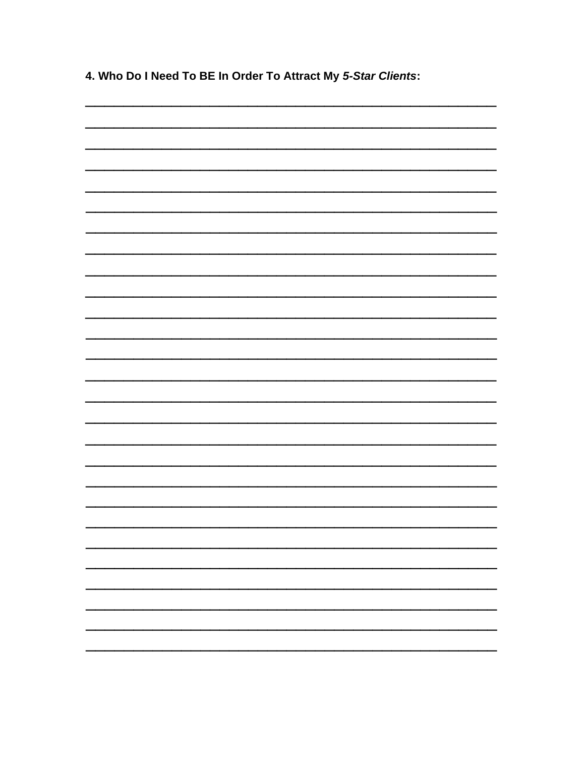**4. Who Do I Need To BE In Order To Attract My *5-Star Clients*:**

\_\_\_\_\_\_\_\_\_\_\_\_\_\_\_\_\_\_\_\_\_\_\_\_\_\_\_\_\_\_\_\_\_\_\_\_\_\_\_\_\_\_\_\_\_\_\_\_\_\_\_\_\_\_\_\_\_\_

\_\_\_\_\_\_\_\_\_\_\_\_\_\_\_\_\_\_\_\_\_\_\_\_\_\_\_\_\_\_\_\_\_\_\_\_\_\_\_\_\_\_\_\_\_\_\_\_\_\_\_\_\_\_\_\_\_\_

\_\_\_\_\_\_\_\_\_\_\_\_\_\_\_\_\_\_\_\_\_\_\_\_\_\_\_\_\_\_\_\_\_\_\_\_\_\_\_\_\_\_\_\_\_\_\_\_\_\_\_\_\_\_\_\_\_\_

\_\_\_\_\_\_\_\_\_\_\_\_\_\_\_\_\_\_\_\_\_\_\_\_\_\_\_\_\_\_\_\_\_\_\_\_\_\_\_\_\_\_\_\_\_\_\_\_\_\_\_\_\_\_\_\_\_\_

\_\_\_\_\_\_\_\_\_\_\_\_\_\_\_\_\_\_\_\_\_\_\_\_\_\_\_\_\_\_\_\_\_\_\_\_\_\_\_\_\_\_\_\_\_\_\_\_\_\_\_\_\_\_\_\_\_\_

\_\_\_\_\_\_\_\_\_\_\_\_\_\_\_\_\_\_\_\_\_\_\_\_\_\_\_\_\_\_\_\_\_\_\_\_\_\_\_\_\_\_\_\_\_\_\_\_\_\_\_\_\_\_\_\_\_\_

\_\_\_\_\_\_\_\_\_\_\_\_\_\_\_\_\_\_\_\_\_\_\_\_\_\_\_\_\_\_\_\_\_\_\_\_\_\_\_\_\_\_\_\_\_\_\_\_\_\_\_\_\_\_\_\_\_\_

\_\_\_\_\_\_\_\_\_\_\_\_\_\_\_\_\_\_\_\_\_\_\_\_\_\_\_\_\_\_\_\_\_\_\_\_\_\_\_\_\_\_\_\_\_\_\_\_\_\_\_\_\_\_\_\_\_\_

\_\_\_\_\_\_\_\_\_\_\_\_\_\_\_\_\_\_\_\_\_\_\_\_\_\_\_\_\_\_\_\_\_\_\_\_\_\_\_\_\_\_\_\_\_\_\_\_\_\_\_\_\_\_\_\_\_\_

\_\_\_\_\_\_\_\_\_\_\_\_\_\_\_\_\_\_\_\_\_\_\_\_\_\_\_\_\_\_\_\_\_\_\_\_\_\_\_\_\_\_\_\_\_\_\_\_\_\_\_\_\_\_\_\_\_\_

\_\_\_\_\_\_\_\_\_\_\_\_\_\_\_\_\_\_\_\_\_\_\_\_\_\_\_\_\_\_\_\_\_\_\_\_\_\_\_\_\_\_\_\_\_\_\_\_\_\_\_\_\_\_\_\_\_\_

\_\_\_\_\_\_\_\_\_\_\_\_\_\_\_\_\_\_\_\_\_\_\_\_\_\_\_\_\_\_\_\_\_\_\_\_\_\_\_\_\_\_\_\_\_\_\_\_\_\_\_\_\_\_\_\_\_\_

\_\_\_\_\_\_\_\_\_\_\_\_\_\_\_\_\_\_\_\_\_\_\_\_\_\_\_\_\_\_\_\_\_\_\_\_\_\_\_\_\_\_\_\_\_\_\_\_\_\_\_\_\_\_\_\_\_\_

\_\_\_\_\_\_\_\_\_\_\_\_\_\_\_\_\_\_\_\_\_\_\_\_\_\_\_\_\_\_\_\_\_\_\_\_\_\_\_\_\_\_\_\_\_\_\_\_\_\_\_\_\_\_\_\_\_\_

\_\_\_\_\_\_\_\_\_\_\_\_\_\_\_\_\_\_\_\_\_\_\_\_\_\_\_\_\_\_\_\_\_\_\_\_\_\_\_\_\_\_\_\_\_\_\_\_\_\_\_\_\_\_\_\_\_\_

\_\_\_\_\_\_\_\_\_\_\_\_\_\_\_\_\_\_\_\_\_\_\_\_\_\_\_\_\_\_\_\_\_\_\_\_\_\_\_\_\_\_\_\_\_\_\_\_\_\_\_\_\_\_\_\_\_\_

\_\_\_\_\_\_\_\_\_\_\_\_\_\_\_\_\_\_\_\_\_\_\_\_\_\_\_\_\_\_\_\_\_\_\_\_\_\_\_\_\_\_\_\_\_\_\_\_\_\_\_\_\_\_\_\_\_\_

\_\_\_\_\_\_\_\_\_\_\_\_\_\_\_\_\_\_\_\_\_\_\_\_\_\_\_\_\_\_\_\_\_\_\_\_\_\_\_\_\_\_\_\_\_\_\_\_\_\_\_\_\_\_\_\_\_\_

\_\_\_\_\_\_\_\_\_\_\_\_\_\_\_\_\_\_\_\_\_\_\_\_\_\_\_\_\_\_\_\_\_\_\_\_\_\_\_\_\_\_\_\_\_\_\_\_\_\_\_\_\_\_\_\_\_\_

\_\_\_\_\_\_\_\_\_\_\_\_\_\_\_\_\_\_\_\_\_\_\_\_\_\_\_\_\_\_\_\_\_\_\_\_\_\_\_\_\_\_\_\_\_\_\_\_\_\_\_\_\_\_\_\_\_\_

\_\_\_\_\_\_\_\_\_\_\_\_\_\_\_\_\_\_\_\_\_\_\_\_\_\_\_\_\_\_\_\_\_\_\_\_\_\_\_\_\_\_\_\_\_\_\_\_\_\_\_\_\_\_\_\_\_\_

\_\_\_\_\_\_\_\_\_\_\_\_\_\_\_\_\_\_\_\_\_\_\_\_\_\_\_\_\_\_\_\_\_\_\_\_\_\_\_\_\_\_\_\_\_\_\_\_\_\_\_\_\_\_\_\_\_\_

\_\_\_\_\_\_\_\_\_\_\_\_\_\_\_\_\_\_\_\_\_\_\_\_\_\_\_\_\_\_\_\_\_\_\_\_\_\_\_\_\_\_\_\_\_\_\_\_\_\_\_\_\_\_\_\_\_\_

\_\_\_\_\_\_\_\_\_\_\_\_\_\_\_\_\_\_\_\_\_\_\_\_\_\_\_\_\_\_\_\_\_\_\_\_\_\_\_\_\_\_\_\_\_\_\_\_\_\_\_\_\_\_\_\_\_\_

\_\_\_\_\_\_\_\_\_\_\_\_\_\_\_\_\_\_\_\_\_\_\_\_\_\_\_\_\_\_\_\_\_\_\_\_\_\_\_\_\_\_\_\_\_\_\_\_\_\_\_\_\_\_\_\_\_\_

\_\_\_\_\_\_\_\_\_\_\_\_\_\_\_\_\_\_\_\_\_\_\_\_\_\_\_\_\_\_\_\_\_\_\_\_\_\_\_\_\_\_\_\_\_\_\_\_\_\_\_\_\_\_\_\_\_\_

\_\_\_\_\_\_\_\_\_\_\_\_\_\_\_\_\_\_\_\_\_\_\_\_\_\_\_\_\_\_\_\_\_\_\_\_\_\_\_\_\_\_\_\_\_\_\_\_\_\_\_\_\_\_\_\_\_\_

\_\_\_\_\_\_\_\_\_\_\_\_\_\_\_\_\_\_\_\_\_\_\_\_\_\_\_\_\_\_\_\_\_\_\_\_\_\_\_\_\_\_\_\_\_\_\_\_\_\_\_\_\_\_\_\_\_\_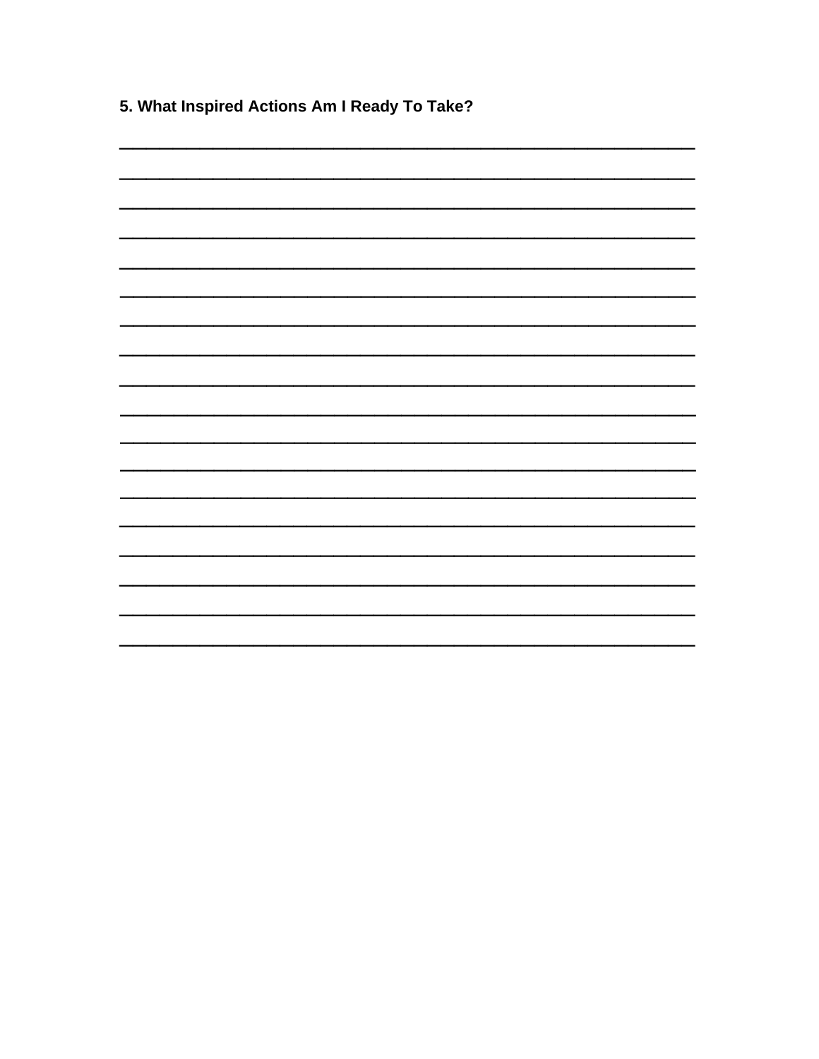**5. What Inspired Actions Am I Ready To Take?**

___________________________________________________________________

___________________________________________________________________

___________________________________________________________________

___________________________________________________________________

___________________________________________________________________

___________________________________________________________________

___________________________________________________________________

___________________________________________________________________

___________________________________________________________________

___________________________________________________________________

___________________________________________________________________

___________________________________________________________________

___________________________________________________________________

___________________________________________________________________

___________________________________________________________________

___________________________________________________________________

___________________________________________________________________

___________________________________________________________________